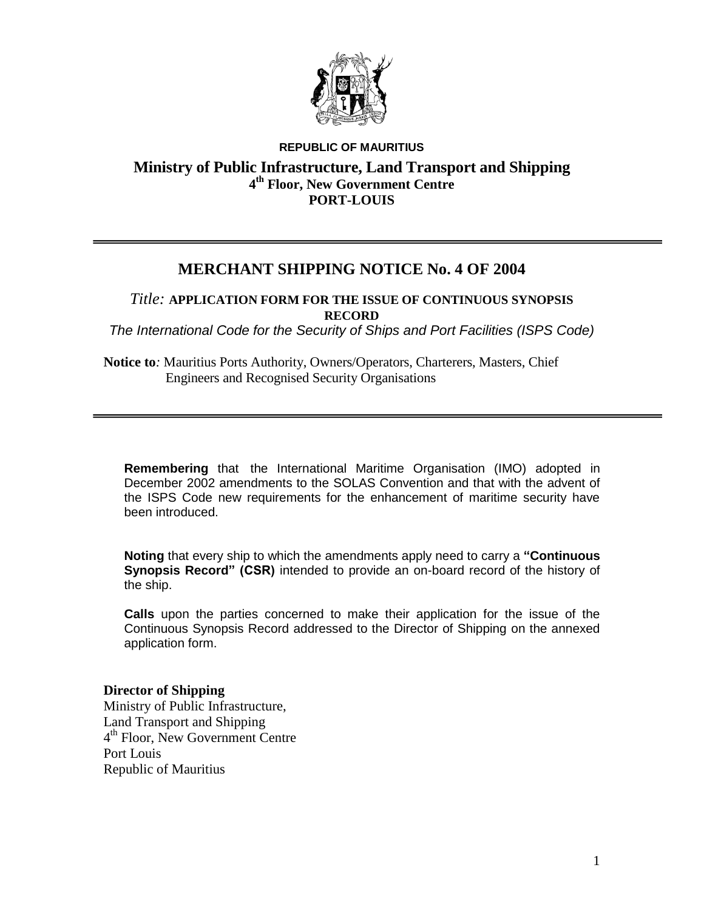**REPUBLIC OF MAURITIUS**

**Ministry of Public Infrastructure, Land Transport and Shipping**
**4th Floor, New Government Centre**
**PORT-LOUIS**

---

# MERCHANT SHIPPING NOTICE No. 4 OF 2004

*Title:* **APPLICATION FORM FOR THE ISSUE OF CONTINUOUS SYNOPSIS RECORD**

*The International Code for the Security of Ships and Port Facilities (ISPS Code)*

**Notice to***:* Mauritius Ports Authority, Owners/Operators, Charterers, Masters, Chief Engineers and Recognised Security Organisations

---

**Remembering** that the International Maritime Organisation (IMO) adopted in December 2002 amendments to the SOLAS Convention and that with the advent of the ISPS Code new requirements for the enhancement of maritime security have been introduced.

**Noting** that every ship to which the amendments apply need to carry a **"Continuous Synopsis Record" (CSR)** intended to provide an on-board record of the history of the ship.

**Calls** upon the parties concerned to make their application for the issue of the Continuous Synopsis Record addressed to the Director of Shipping on the annexed application form.

**Director of Shipping**
Ministry of Public Infrastructure,
Land Transport and Shipping
4th Floor, New Government Centre
Port Louis
Republic of Mauritius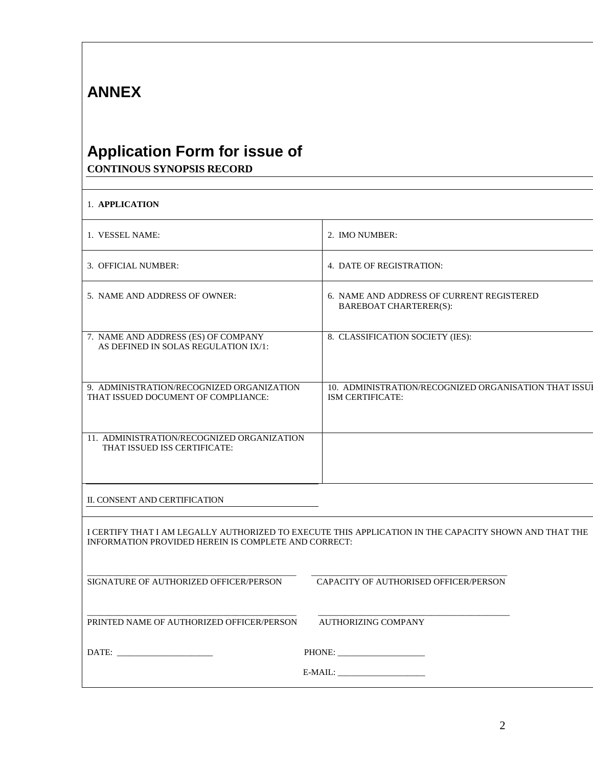# ANNEX

## Application Form for issue of

**CONTINOUS SYNOPSIS RECORD**

1. **APPLICATION**

| | |
|---|---|
| 1. VESSEL NAME: | 2. IMO NUMBER: |
| 3. OFFICIAL NUMBER: | 4. DATE OF REGISTRATION: |
| 5. NAME AND ADDRESS OF OWNER: | 6. NAME AND ADDRESS OF CURRENT REGISTERED BAREBOAT CHARTERER(S): |
| 7. NAME AND ADDRESS (ES) OF COMPANY AS DEFINED IN SOLAS REGULATION IX/1: | 8. CLASSIFICATION SOCIETY (IES): |
| 9. ADMINISTRATION/RECOGNIZED ORGANIZATION THAT ISSUED DOCUMENT OF COMPLIANCE: | 10. ADMINISTRATION/RECOGNIZED ORGANISATION THAT ISSUI ISM CERTIFICATE: |
| 11. ADMINISTRATION/RECOGNIZED ORGANIZATION THAT ISSUED ISS CERTIFICATE: | |

II. CONSENT AND CERTIFICATION

I CERTIFY THAT I AM LEGALLY AUTHORIZED TO EXECUTE THIS APPLICATION IN THE CAPACITY SHOWN AND THAT THE INFORMATION PROVIDED HEREIN IS COMPLETE AND CORRECT:

_______________________________________________ _____________________________________________

SIGNATURE OF AUTHORIZED OFFICER/PERSON CAPACITY OF AUTHORISED OFFICER/PERSON

_______________________________________________ _____________________________________________

PRINTED NAME OF AUTHORIZED OFFICER/PERSON AUTHORIZING COMPANY

DATE: ______________________ PHONE: ____________________

E-MAIL: ____________________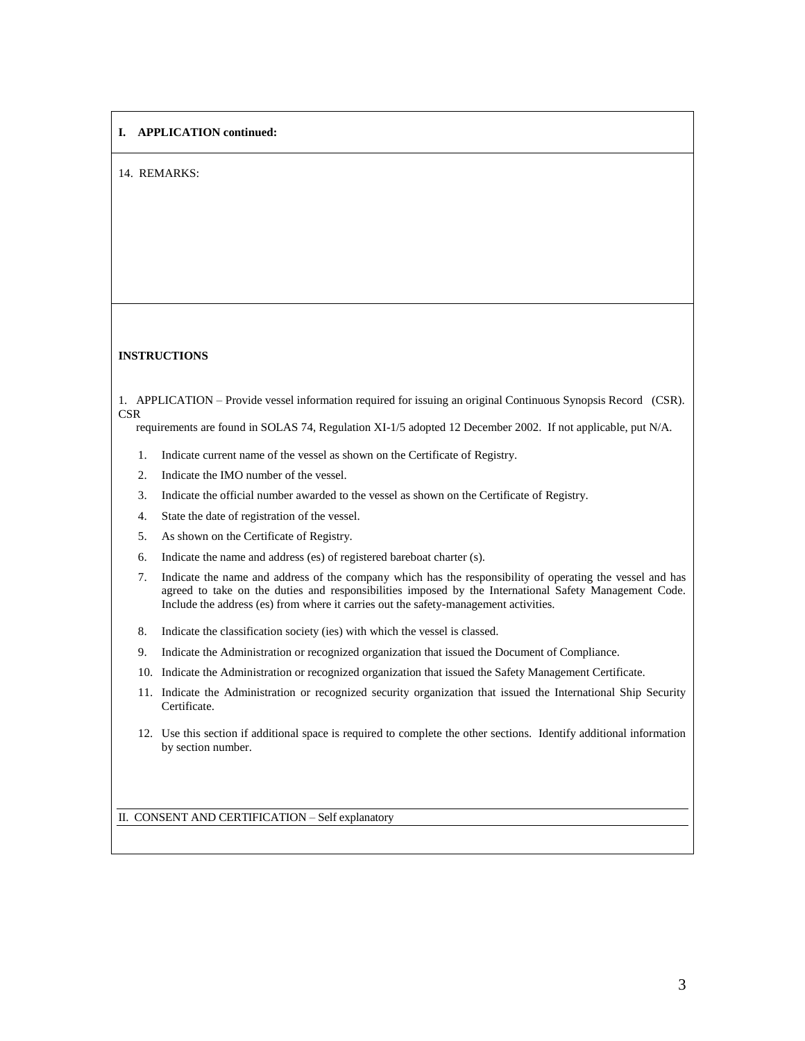**I. APPLICATION continued:**

14. REMARKS:

**INSTRUCTIONS**

1. APPLICATION – Provide vessel information required for issuing an original Continuous Synopsis Record (CSR). CSR requirements are found in SOLAS 74, Regulation XI-1/5 adopted 12 December 2002. If not applicable, put N/A.

   1. Indicate current name of the vessel as shown on the Certificate of Registry.
   2. Indicate the IMO number of the vessel.
   3. Indicate the official number awarded to the vessel as shown on the Certificate of Registry.
   4. State the date of registration of the vessel.
   5. As shown on the Certificate of Registry.
   6. Indicate the name and address (es) of registered bareboat charter (s).
   7. Indicate the name and address of the company which has the responsibility of operating the vessel and has agreed to take on the duties and responsibilities imposed by the International Safety Management Code. Include the address (es) from where it carries out the safety-management activities.
   8. Indicate the classification society (ies) with which the vessel is classed.
   9. Indicate the Administration or recognized organization that issued the Document of Compliance.
   10. Indicate the Administration or recognized organization that issued the Safety Management Certificate.
   11. Indicate the Administration or recognized security organization that issued the International Ship Security Certificate.
   12. Use this section if additional space is required to complete the other sections. Identify additional information by section number.

II. CONSENT AND CERTIFICATION – Self explanatory